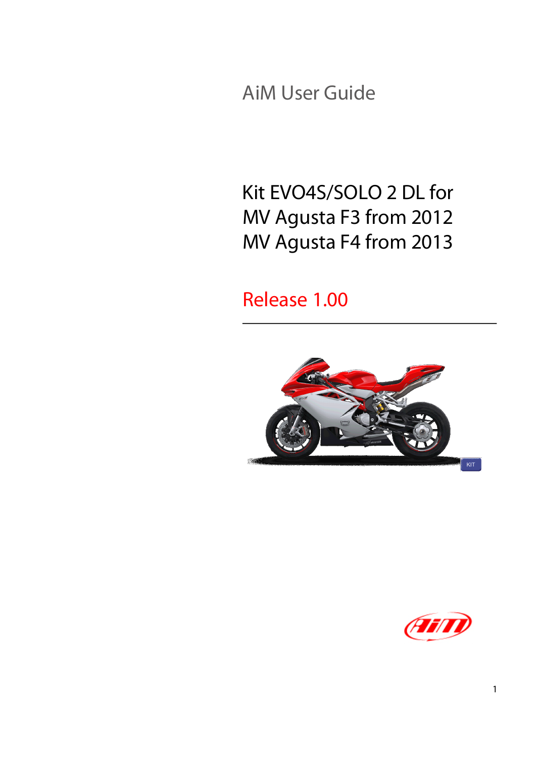AiM User Guide

# Kit EVO4S/SOLO 2 DL for MV Agusta F3 from 2012 MV Agusta F4 from 2013

Release 1.00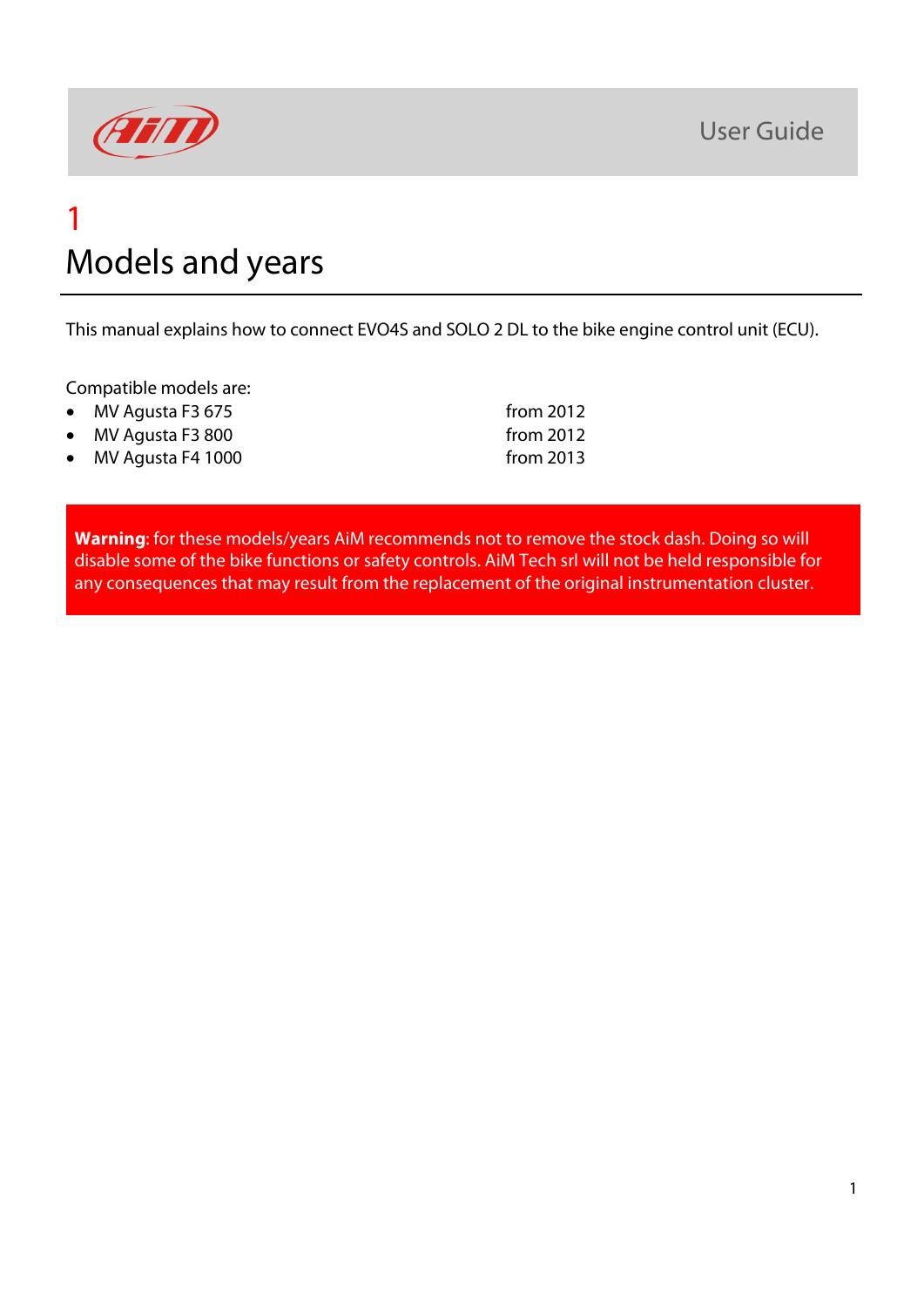# 1
# Models and years

This manual explains how to connect EVO4S and SOLO 2 DL to the bike engine control unit (ECU).

Compatible models are:

| | |
|---|---|
| • MV Agusta F3 675 | from 2012 |
| • MV Agusta F3 800 | from 2012 |
| • MV Agusta F4 1000 | from 2013 |

**Warning**: for these models/years AiM recommends not to remove the stock dash. Doing so will disable some of the bike functions or safety controls. AiM Tech srl will not be held responsible for any consequences that may result from the replacement of the original instrumentation cluster.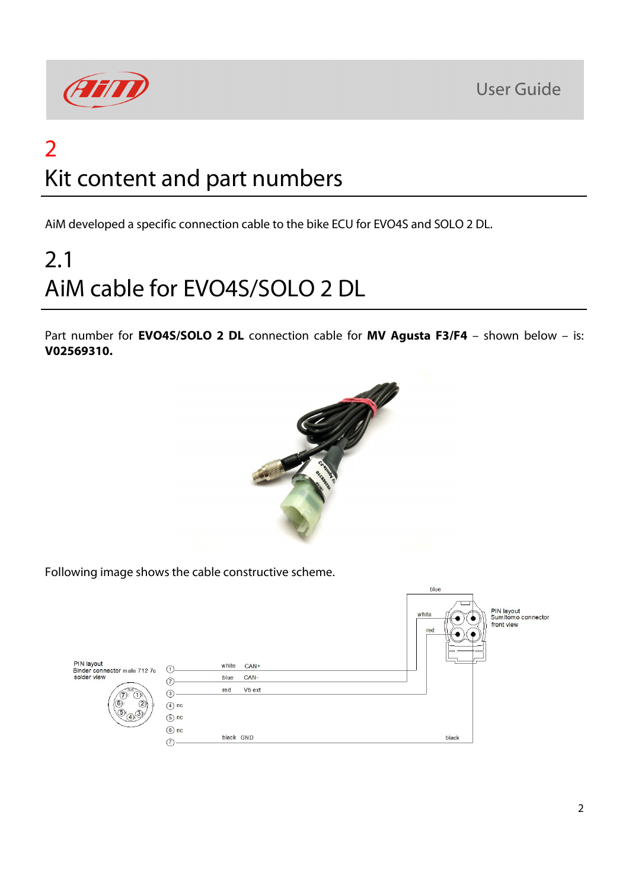# 2
# Kit content and part numbers

AiM developed a specific connection cable to the bike ECU for EVO4S and SOLO 2 DL.

## 2.1
## AiM cable for EVO4S/SOLO 2 DL

Part number for **EVO4S/SOLO 2 DL** connection cable for **MV Agusta F3/F4** – shown below – is: **V02569310.**

Following image shows the cable constructive scheme.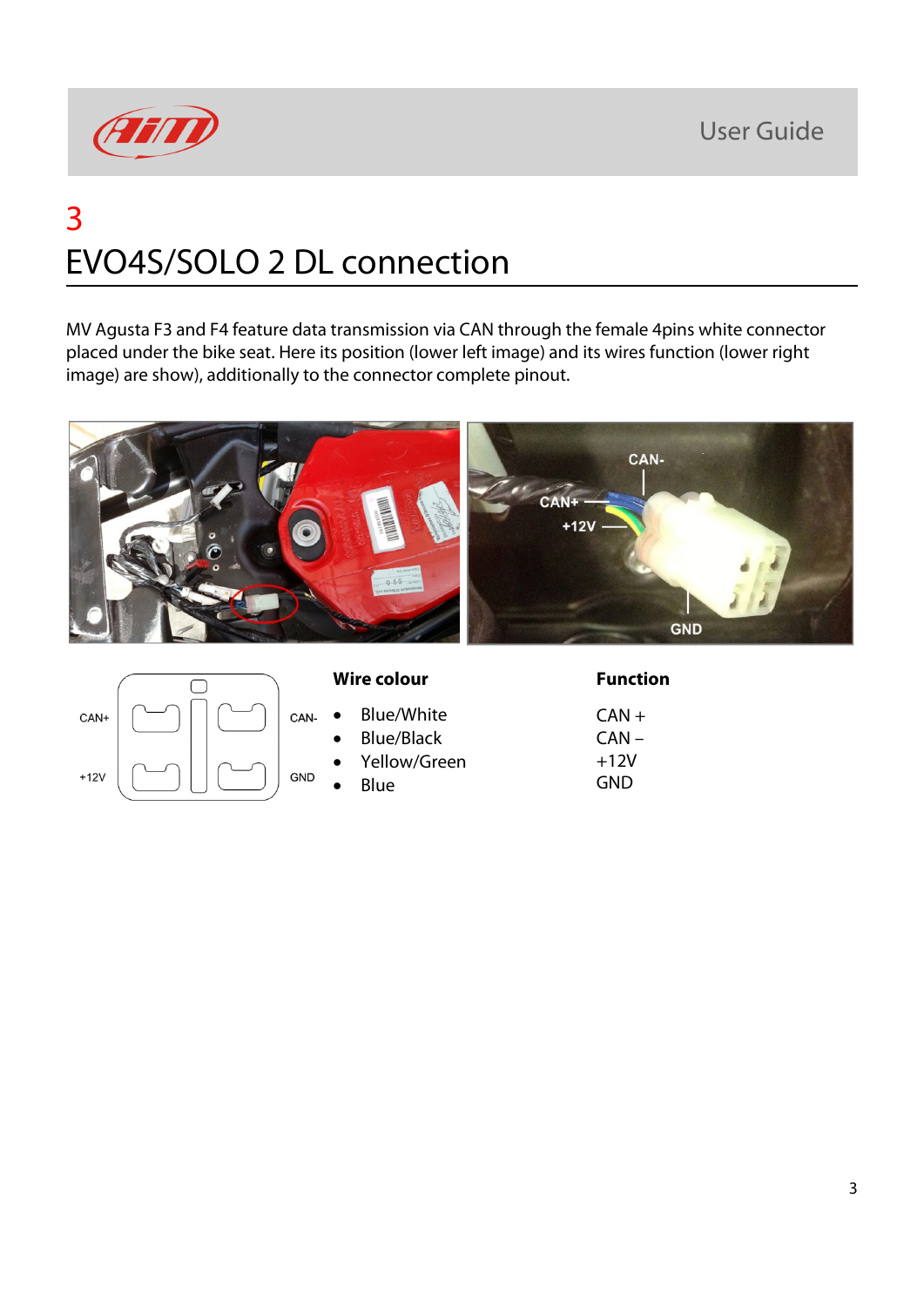# 3
# EVO4S/SOLO 2 DL connection

MV Agusta F3 and F4 feature data transmission via CAN through the female 4pins white connector placed under the bike seat. Here its position (lower left image) and its wires function (lower right image) are show), additionally to the connector complete pinout.

| Wire colour | Function |
| --- | --- |
| Blue/White | CAN + |
| Blue/Black | CAN – |
| Yellow/Green | +12V |
| Blue | GND |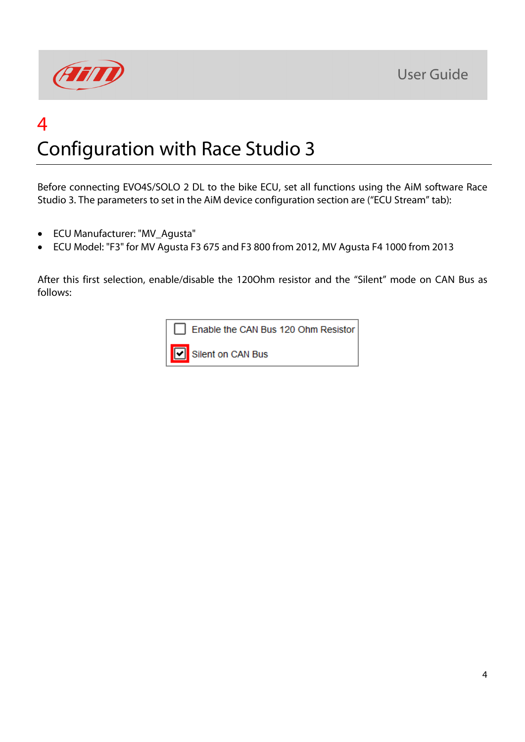# 4 Configuration with Race Studio 3

Before connecting EVO4S/SOLO 2 DL to the bike ECU, set all functions using the AiM software Race Studio 3. The parameters to set in the AiM device configuration section are ("ECU Stream" tab):

- ECU Manufacturer: "MV_Agusta"
- ECU Model: "F3" for MV Agusta F3 675 and F3 800 from 2012, MV Agusta F4 1000 from 2013

After this first selection, enable/disable the 120Ohm resistor and the "Silent" mode on CAN Bus as follows:

- [ ] Enable the CAN Bus 120 Ohm Resistor
- [x] Silent on CAN Bus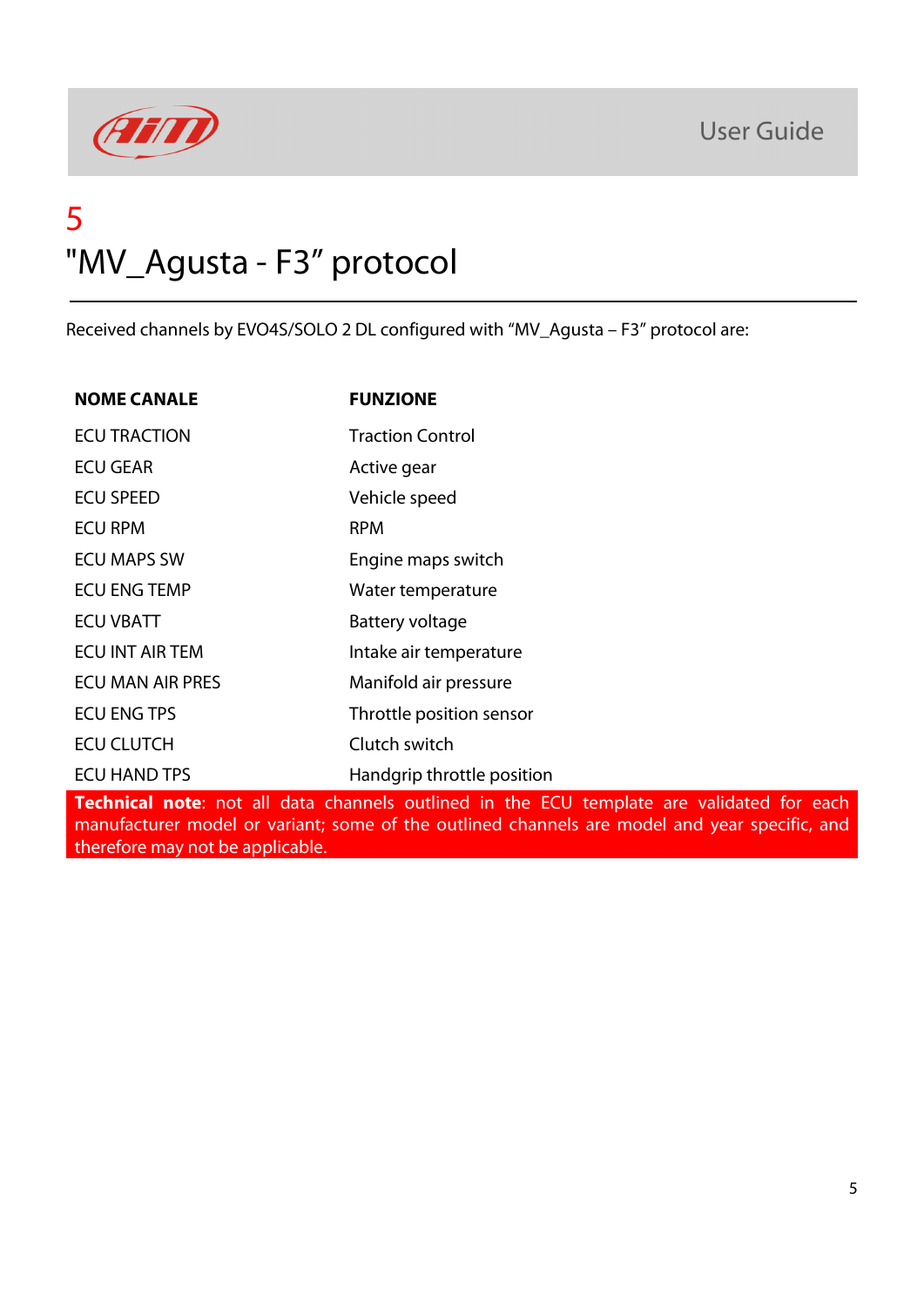# 5
# "MV_Agusta - F3" protocol

Received channels by EVO4S/SOLO 2 DL configured with "MV_Agusta – F3" protocol are:

| NOME CANALE | FUNZIONE |
|---|---|
| ECU TRACTION | Traction Control |
| ECU GEAR | Active gear |
| ECU SPEED | Vehicle speed |
| ECU RPM | RPM |
| ECU MAPS SW | Engine maps switch |
| ECU ENG TEMP | Water temperature |
| ECU VBATT | Battery voltage |
| ECU INT AIR TEM | Intake air temperature |
| ECU MAN AIR PRES | Manifold air pressure |
| ECU ENG TPS | Throttle position sensor |
| ECU CLUTCH | Clutch switch |
| ECU HAND TPS | Handgrip throttle position |

**Technical note**: not all data channels outlined in the ECU template are validated for each manufacturer model or variant; some of the outlined channels are model and year specific, and therefore may not be applicable.